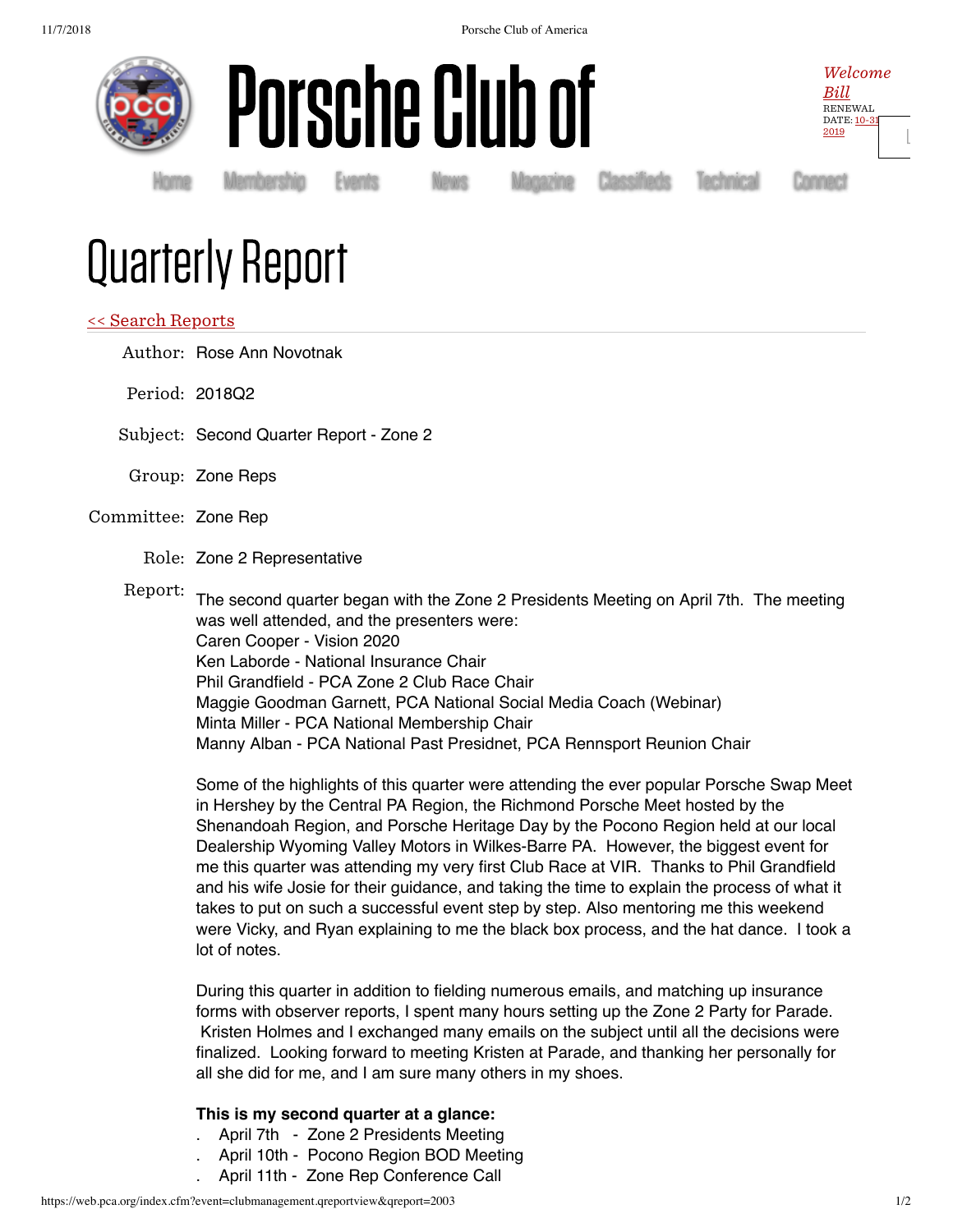Porsche Club of

*Welcome Bill*
RENEWAL DATE: 10-31-2019

Home Membership Events News Magazine Classifieds Technical Connect

# Quarterly Report

<< Search Reports

Author: Rose Ann Novotnak

Period: 2018Q2

Subject: Second Quarter Report - Zone 2

Group: Zone Reps

Committee: Zone Rep

Role: Zone 2 Representative

Report:

The second quarter began with the Zone 2 Presidents Meeting on April 7th. The meeting was well attended, and the presenters were:
Caren Cooper - Vision 2020
Ken Laborde - National Insurance Chair
Phil Grandfield - PCA Zone 2 Club Race Chair
Maggie Goodman Garnett, PCA National Social Media Coach (Webinar)
Minta Miller - PCA National Membership Chair
Manny Alban - PCA National Past Presidnet, PCA Rennsport Reunion Chair

Some of the highlights of this quarter were attending the ever popular Porsche Swap Meet in Hershey by the Central PA Region, the Richmond Porsche Meet hosted by the Shenandoah Region, and Porsche Heritage Day by the Pocono Region held at our local Dealership Wyoming Valley Motors in Wilkes-Barre PA. However, the biggest event for me this quarter was attending my very first Club Race at VIR. Thanks to Phil Grandfield and his wife Josie for their guidance, and taking the time to explain the process of what it takes to put on such a successful event step by step. Also mentoring me this weekend were Vicky, and Ryan explaining to me the black box process, and the hat dance. I took a lot of notes.

During this quarter in addition to fielding numerous emails, and matching up insurance forms with observer reports, I spent many hours setting up the Zone 2 Party for Parade. Kristen Holmes and I exchanged many emails on the subject until all the decisions were finalized. Looking forward to meeting Kristen at Parade, and thanking her personally for all she did for me, and I am sure many others in my shoes.

**This is my second quarter at a glance:**

- April 7th - Zone 2 Presidents Meeting
- April 10th - Pocono Region BOD Meeting
- April 11th - Zone Rep Conference Call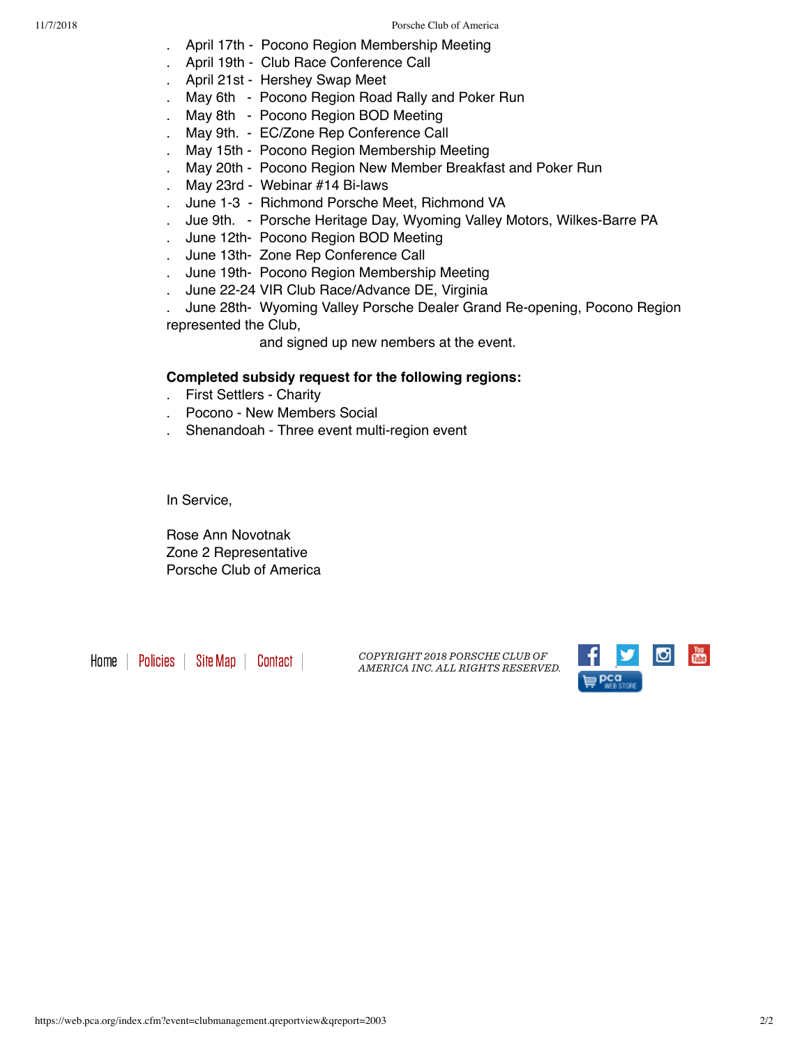- April 17th - Pocono Region Membership Meeting
- April 19th - Club Race Conference Call
- April 21st - Hershey Swap Meet
- May 6th - Pocono Region Road Rally and Poker Run
- May 8th - Pocono Region BOD Meeting
- May 9th. - EC/Zone Rep Conference Call
- May 15th - Pocono Region Membership Meeting
- May 20th - Pocono Region New Member Breakfast and Poker Run
- May 23rd - Webinar #14 Bi-laws
- June 1-3 - Richmond Porsche Meet, Richmond VA
- Jue 9th. - Porsche Heritage Day, Wyoming Valley Motors, Wilkes-Barre PA
- June 12th- Pocono Region BOD Meeting
- June 13th- Zone Rep Conference Call
- June 19th- Pocono Region Membership Meeting
- June 22-24 VIR Club Race/Advance DE, Virginia
- June 28th- Wyoming Valley Porsche Dealer Grand Re-opening, Pocono Region represented the Club,
  and signed up new nembers at the event.

**Completed subsidy request for the following regions:**

- First Settlers - Charity
- Pocono - New Members Social
- Shenandoah - Three event multi-region event

In Service,

Rose Ann Novotnak
Zone 2 Representative
Porsche Club of America

Home | Policies | Site Map | Contact |

*COPYRIGHT 2018 PORSCHE CLUB OF AMERICA INC. ALL RIGHTS RESERVED.*